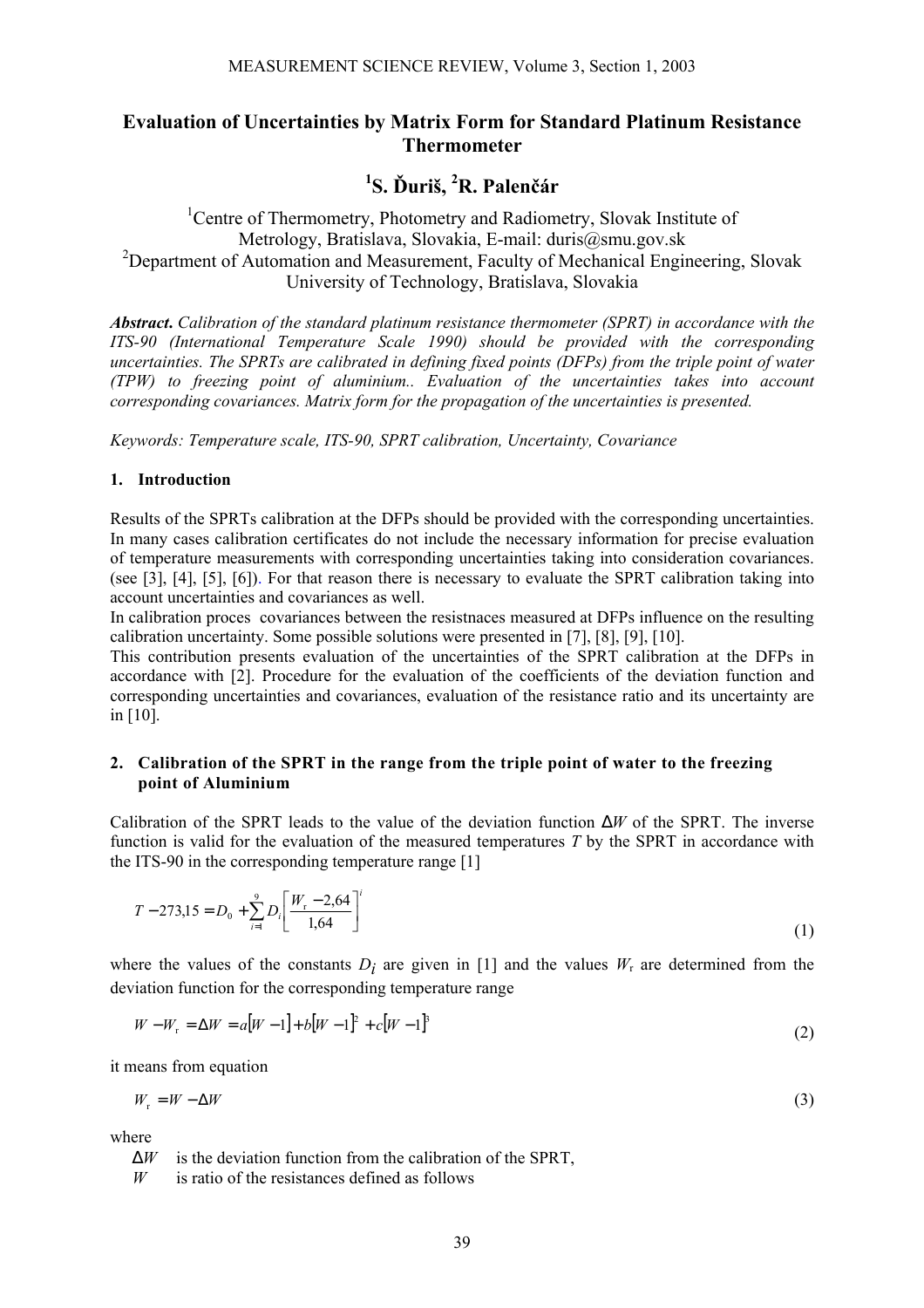# Evaluation of Uncertainties by Matrix Form for Standard Platinum Resistance Thermometer

**[1]S. Ďuriš, [2]R. Palenčár**

[1]Centre of Thermometry, Photometry and Radiometry, Slovak Institute of Metrology, Bratislava, Slovakia, E-mail: duris@smu.gov.sk
[2]Department of Automation and Measurement, Faculty of Mechanical Engineering, Slovak University of Technology, Bratislava, Slovakia

***Abstract.*** *Calibration of the standard platinum resistance thermometer (SPRT) in accordance with the ITS-90 (International Temperature Scale 1990) should be provided with the corresponding uncertainties. The SPRTs are calibrated in defining fixed points (DFPs) from the triple point of water (TPW) to freezing point of aluminium.. Evaluation of the uncertainties takes into account corresponding covariances. Matrix form for the propagation of the uncertainties is presented.*

*Keywords: Temperature scale, ITS-90, SPRT calibration, Uncertainty, Covariance*

## 1. Introduction

Results of the SPRTs calibration at the DFPs should be provided with the corresponding uncertainties. In many cases calibration certificates do not include the necessary information for precise evaluation of temperature measurements with corresponding uncertainties taking into consideration covariances. (see [3], [4], [5], [6]). For that reason there is necessary to evaluate the SPRT calibration taking into account uncertainties and covariances as well.
In calibration proces covariances between the resistnaces measured at DFPs influence on the resulting calibration uncertainty. Some possible solutions were presented in [7], [8], [9], [10].
This contribution presents evaluation of the uncertainties of the SPRT calibration at the DFPs in accordance with [2]. Procedure for the evaluation of the coefficients of the deviation function and corresponding uncertainties and covariances, evaluation of the resistance ratio and its uncertainty are in [10].

## 2. Calibration of the SPRT in the range from the triple point of water to the freezing point of Aluminium

Calibration of the SPRT leads to the value of the deviation function $\Delta W$ of the SPRT. The inverse function is valid for the evaluation of the measured temperatures $T$ by the SPRT in accordance with the ITS-90 in the corresponding temperature range [1]

$$T - 273{,}15 = D_0 + \sum_{i=1}^{9} D_i \left[ \frac{W_r - 2{,}64}{1{,}64} \right]^i \tag{1}$$

where the values of the constants $D_i$ are given in [1] and the values $W_r$ are determined from the deviation function for the corresponding temperature range

$$W - W_r = \Delta W = a[W-1] + b[W-1]^2 + c[W-1]^3 \tag{2}$$

it means from equation

$$W_r = W - \Delta W \tag{3}$$

where

- $\Delta W$ is the deviation function from the calibration of the SPRT,
- $W$ is ratio of the resistances defined as follows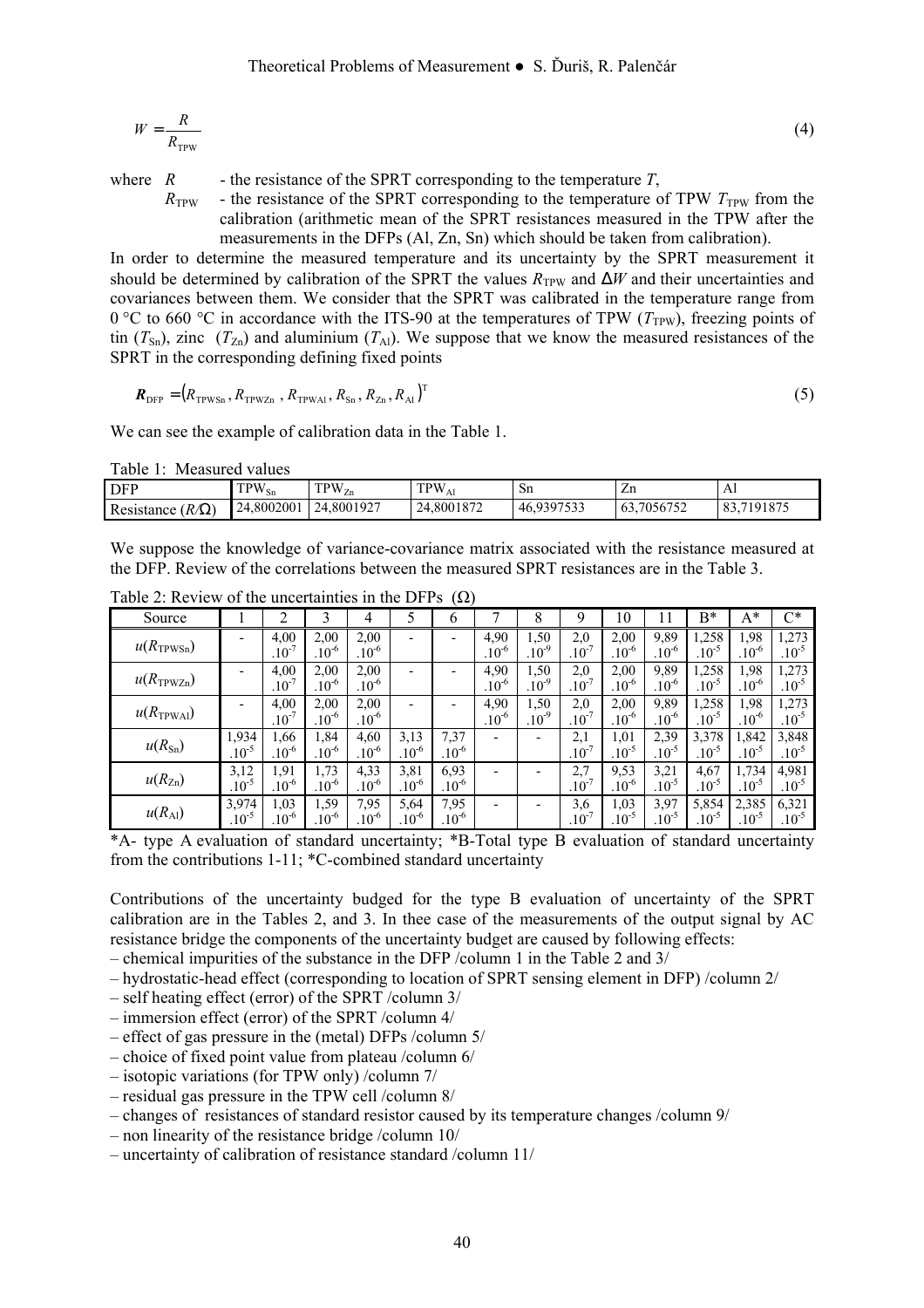$$W = \frac{R}{R_{\text{TPW}}} \tag{4}$$

where $R$ - the resistance of the SPRT corresponding to the temperature $T$,

$R_{\text{TPW}}$ - the resistance of the SPRT corresponding to the temperature of TPW $T_{\text{TPW}}$ from the calibration (arithmetic mean of the SPRT resistances measured in the TPW after the measurements in the DFPs (Al, Zn, Sn) which should be taken from calibration).

In order to determine the measured temperature and its uncertainty by the SPRT measurement it should be determined by calibration of the SPRT the values $R_{\text{TPW}}$ and $\Delta W$ and their uncertainties and covariances between them. We consider that the SPRT was calibrated in the temperature range from 0 °C to 660 °C in accordance with the ITS-90 at the temperatures of TPW ($T_{\text{TPW}}$), freezing points of tin ($T_{\text{Sn}}$), zinc ($T_{\text{Zn}}$) and aluminium ($T_{\text{Al}}$). We suppose that we know the measured resistances of the SPRT in the corresponding defining fixed points

$$\boldsymbol{R}_{\text{DFP}} = \left(R_{\text{TPWSn}}, R_{\text{TPWZn}}, R_{\text{TPWAl}}, R_{\text{Sn}}, R_{\text{Zn}}, R_{\text{Al}}\right)^{\text{T}} \tag{5}$$

We can see the example of calibration data in the Table 1.

Table 1: Measured values

| DFP | $\text{TPW}_{\text{Sn}}$ | $\text{TPW}_{\text{Zn}}$ | $\text{TPW}_{\text{Al}}$ | Sn | Zn | Al |
|---|---|---|---|---|---|---|
| Resistance ($R/\Omega$) | 24,8002001 | 24,8001927 | 24,8001872 | 46,9397533 | 63,7056752 | 83,7191875 |

We suppose the knowledge of variance-covariance matrix associated with the resistance measured at the DFP. Review of the correlations between the measured SPRT resistances are in the Table 3.

Table 2: Review of the uncertainties in the DFPs ($\Omega$)

| Source | 1 | 2 | 3 | 4 | 5 | 6 | 7 | 8 | 9 | 10 | 11 | B* | A* | C* |
|---|---|---|---|---|---|---|---|---|---|---|---|---|---|---|
| $u(R_{\text{TPWSn}})$ | - | $4{,}00 \cdot 10^{-7}$ | $2{,}00 \cdot 10^{-6}$ | $2{,}00 \cdot 10^{-6}$ | - | - | $4{,}90 \cdot 10^{-6}$ | $1{,}50 \cdot 10^{-9}$ | $2{,}0 \cdot 10^{-7}$ | $2{,}00 \cdot 10^{-6}$ | $9{,}89 \cdot 10^{-6}$ | $1{,}258 \cdot 10^{-5}$ | $1{,}98 \cdot 10^{-6}$ | $1{,}273 \cdot 10^{-5}$ |
| $u(R_{\text{TPWZn}})$ | - | $4{,}00 \cdot 10^{-7}$ | $2{,}00 \cdot 10^{-6}$ | $2{,}00 \cdot 10^{-6}$ | - | - | $4{,}90 \cdot 10^{-6}$ | $1{,}50 \cdot 10^{-9}$ | $2{,}0 \cdot 10^{-7}$ | $2{,}00 \cdot 10^{-6}$ | $9{,}89 \cdot 10^{-6}$ | $1{,}258 \cdot 10^{-5}$ | $1{,}98 \cdot 10^{-6}$ | $1{,}273 \cdot 10^{-5}$ |
| $u(R_{\text{TPWAl}})$ | - | $4{,}00 \cdot 10^{-7}$ | $2{,}00 \cdot 10^{-6}$ | $2{,}00 \cdot 10^{-6}$ | - | - | $4{,}90 \cdot 10^{-6}$ | $1{,}50 \cdot 10^{-9}$ | $2{,}0 \cdot 10^{-7}$ | $2{,}00 \cdot 10^{-6}$ | $9{,}89 \cdot 10^{-6}$ | $1{,}258 \cdot 10^{-5}$ | $1{,}98 \cdot 10^{-6}$ | $1{,}273 \cdot 10^{-5}$ |
| $u(R_{\text{Sn}})$ | $1{,}934 \cdot 10^{-5}$ | $1{,}66 \cdot 10^{-6}$ | $1{,}84 \cdot 10^{-6}$ | $4{,}60 \cdot 10^{-6}$ | $3{,}13 \cdot 10^{-6}$ | $7{,}37 \cdot 10^{-6}$ | - | - | $2{,}1 \cdot 10^{-7}$ | $1{,}01 \cdot 10^{-5}$ | $2{,}39 \cdot 10^{-5}$ | $3{,}378 \cdot 10^{-5}$ | $1{,}842 \cdot 10^{-5}$ | $3{,}848 \cdot 10^{-5}$ |
| $u(R_{\text{Zn}})$ | $3{,}12 \cdot 10^{-5}$ | $1{,}91 \cdot 10^{-6}$ | $1{,}73 \cdot 10^{-6}$ | $4{,}33 \cdot 10^{-6}$ | $3{,}81 \cdot 10^{-6}$ | $6{,}93 \cdot 10^{-6}$ | - | - | $2{,}7 \cdot 10^{-7}$ | $9{,}53 \cdot 10^{-6}$ | $3{,}21 \cdot 10^{-5}$ | $4{,}67 \cdot 10^{-5}$ | $1{,}734 \cdot 10^{-5}$ | $4{,}981 \cdot 10^{-5}$ |
| $u(R_{\text{Al}})$ | $3{,}974 \cdot 10^{-5}$ | $1{,}03 \cdot 10^{-6}$ | $1{,}59 \cdot 10^{-6}$ | $7{,}95 \cdot 10^{-6}$ | $5{,}64 \cdot 10^{-6}$ | $7{,}95 \cdot 10^{-6}$ | - | - | $3{,}6 \cdot 10^{-7}$ | $1{,}03 \cdot 10^{-5}$ | $3{,}97 \cdot 10^{-5}$ | $5{,}854 \cdot 10^{-5}$ | $2{,}385 \cdot 10^{-5}$ | $6{,}321 \cdot 10^{-5}$ |

*A- type A evaluation of standard uncertainty; *B-Total type B evaluation of standard uncertainty from the contributions 1-11; *C-combined standard uncertainty

Contributions of the uncertainty budged for the type B evaluation of uncertainty of the SPRT calibration are in the Tables 2, and 3. In thee case of the measurements of the output signal by AC resistance bridge the components of the uncertainty budget are caused by following effects:

– chemical impurities of the substance in the DFP /column 1 in the Table 2 and 3/
– hydrostatic-head effect (corresponding to location of SPRT sensing element in DFP) /column 2/
– self heating effect (error) of the SPRT /column 3/
– immersion effect (error) of the SPRT /column 4/
– effect of gas pressure in the (metal) DFPs /column 5/
– choice of fixed point value from plateau /column 6/
– isotopic variations (for TPW only) /column 7/
– residual gas pressure in the TPW cell /column 8/
– changes of resistances of standard resistor caused by its temperature changes /column 9/
– non linearity of the resistance bridge /column 10/
– uncertainty of calibration of resistance standard /column 11/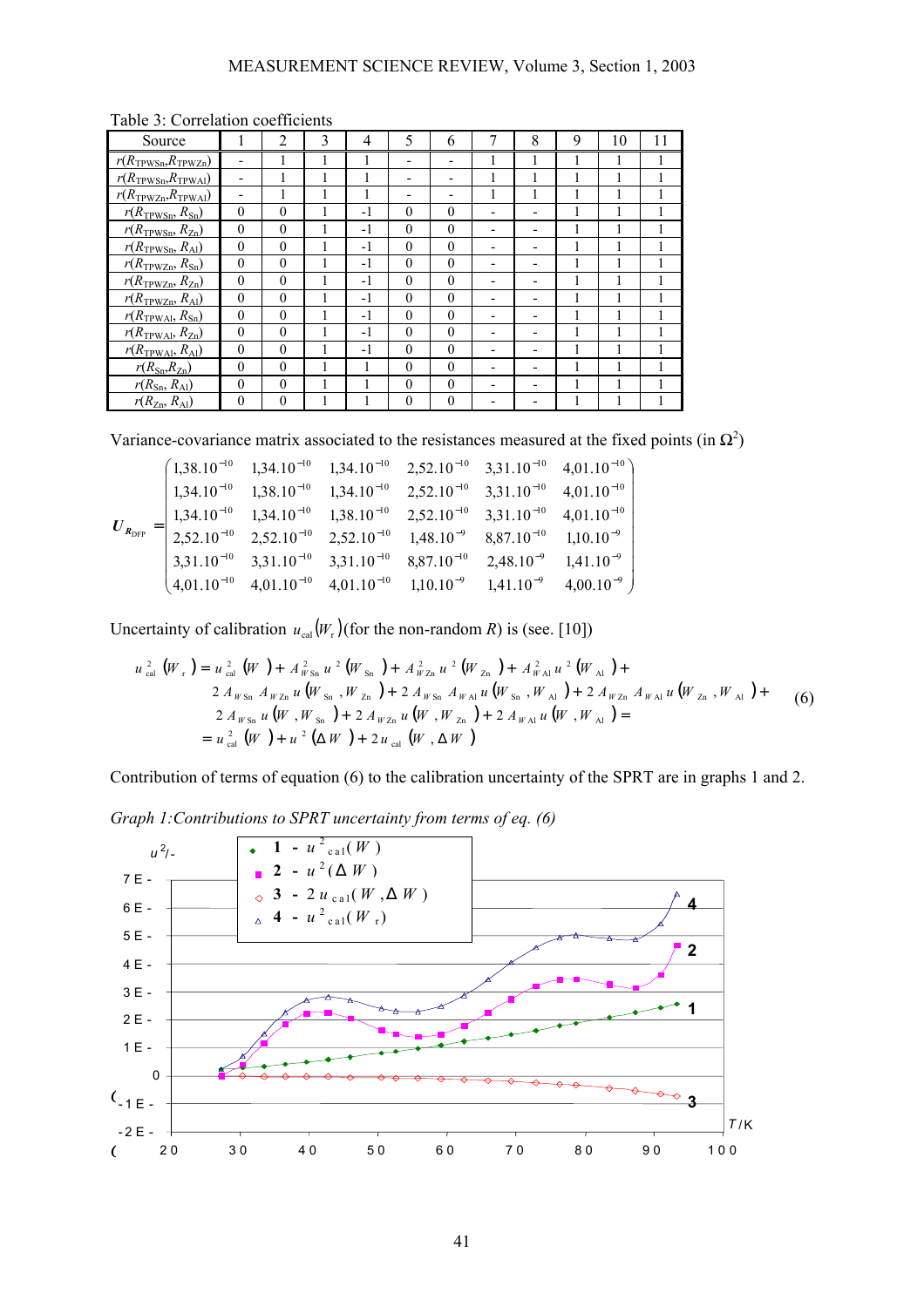Table 3: Correlation coefficients

| Source | 1 | 2 | 3 | 4 | 5 | 6 | 7 | 8 | 9 | 10 | 11 |
|---|---|---|---|---|---|---|---|---|---|---|---|
| $r(R_{TPWSn}, R_{TPWZn})$ | - | 1 | 1 | 1 | - | - | 1 | 1 | 1 | 1 | 1 |
| $r(R_{TPWSn}, R_{TPWAl})$ | - | 1 | 1 | 1 | - | - | 1 | 1 | 1 | 1 | 1 |
| $r(R_{TPWZn}, R_{TPWAl})$ | - | 1 | 1 | 1 | - | - | 1 | 1 | 1 | 1 | 1 |
| $r(R_{TPWSn}, R_{Sn})$ | 0 | 0 | 1 | -1 | 0 | 0 | - | - | 1 | 1 | 1 |
| $r(R_{TPWSn}, R_{Zn})$ | 0 | 0 | 1 | -1 | 0 | 0 | - | - | 1 | 1 | 1 |
| $r(R_{TPWSn}, R_{Al})$ | 0 | 0 | 1 | -1 | 0 | 0 | - | - | 1 | 1 | 1 |
| $r(R_{TPWZn}, R_{Sn})$ | 0 | 0 | 1 | -1 | 0 | 0 | - | - | 1 | 1 | 1 |
| $r(R_{TPWZn}, R_{Zn})$ | 0 | 0 | 1 | -1 | 0 | 0 | - | - | 1 | 1 | 1 |
| $r(R_{TPWZn}, R_{Al})$ | 0 | 0 | 1 | -1 | 0 | 0 | - | - | 1 | 1 | 1 |
| $r(R_{TPWAl}, R_{Sn})$ | 0 | 0 | 1 | -1 | 0 | 0 | - | - | 1 | 1 | 1 |
| $r(R_{TPWAl}, R_{Zn})$ | 0 | 0 | 1 | -1 | 0 | 0 | - | - | 1 | 1 | 1 |
| $r(R_{TPWAl}, R_{Al})$ | 0 | 0 | 1 | -1 | 0 | 0 | - | - | 1 | 1 | 1 |
| $r(R_{Sn}, R_{Zn})$ | 0 | 0 | 1 | 1 | 0 | 0 | - | - | 1 | 1 | 1 |
| $r(R_{Sn}, R_{Al})$ | 0 | 0 | 1 | 1 | 0 | 0 | - | - | 1 | 1 | 1 |
| $r(R_{Zn}, R_{Al})$ | 0 | 0 | 1 | 1 | 0 | 0 | - | - | 1 | 1 | 1 |

Variance-covariance matrix associated to the resistances measured at the fixed points (in $\Omega^2$)

$$
\boldsymbol{U}_{R_{\mathrm{DFP}}} = \begin{pmatrix}
1{,}38.10^{-10} & 1{,}34.10^{-10} & 1{,}34.10^{-10} & 2{,}52.10^{-10} & 3{,}31.10^{-10} & 4{,}01.10^{-10} \\
1{,}34.10^{-10} & 1{,}38.10^{-10} & 1{,}34.10^{-10} & 2{,}52.10^{-10} & 3{,}31.10^{-10} & 4{,}01.10^{-10} \\
1{,}34.10^{-10} & 1{,}34.10^{-10} & 1{,}38.10^{-10} & 2{,}52.10^{-10} & 3{,}31.10^{-10} & 4{,}01.10^{-10} \\
2{,}52.10^{-10} & 2{,}52.10^{-10} & 2{,}52.10^{-10} & 1{,}48.10^{-9} & 8{,}87.10^{-10} & 1{,}10.10^{-9} \\
3{,}31.10^{-10} & 3{,}31.10^{-10} & 3{,}31.10^{-10} & 8{,}87.10^{-10} & 2{,}48.10^{-9} & 1{,}41.10^{-9} \\
4{,}01.10^{-10} & 4{,}01.10^{-10} & 4{,}01.10^{-10} & 1{,}10.10^{-9} & 1{,}41.10^{-9} & 4{,}00.10^{-9}
\end{pmatrix}
$$

Uncertainty of calibration $u_{\mathrm{cal}}(W_{\mathrm{r}})$ (for the non-random $R$) is (see. [10])

$$
\begin{aligned}
u_{\mathrm{cal}}^2(W_{\mathrm{r}}) = {} & u_{\mathrm{cal}}^2(W) + A_{W\mathrm{Sn}}^2 u^2(W_{\mathrm{Sn}}) + A_{W\mathrm{Zn}}^2 u^2(W_{\mathrm{Zn}}) + A_{W\mathrm{Al}}^2 u^2(W_{\mathrm{Al}}) + \\
& 2A_{W\mathrm{Sn}} A_{W\mathrm{Zn}} u(W_{\mathrm{Sn}}, W_{\mathrm{Zn}}) + 2A_{W\mathrm{Sn}} A_{W\mathrm{Al}} u(W_{\mathrm{Sn}}, W_{\mathrm{Al}}) + 2A_{W\mathrm{Zn}} A_{W\mathrm{Al}} u(W_{\mathrm{Zn}}, W_{\mathrm{Al}}) + \\
& 2A_{W\mathrm{Sn}} u(W, W_{\mathrm{Sn}}) + 2A_{W\mathrm{Zn}} u(W, W_{\mathrm{Zn}}) + 2A_{W\mathrm{Al}} u(W, W_{\mathrm{Al}}) = \\
= {} & u_{\mathrm{cal}}^2(W) + u^2(\Delta W) + 2u_{\mathrm{cal}}(W, \Delta W)
\end{aligned} \tag{6}
$$

Contribution of terms of equation (6) to the calibration uncertainty of the SPRT are in graphs 1 and 2.

*Graph 1:Contributions to SPRT uncertainty from terms of eq. (6)*

Legend: 1 - $u^2_{\mathrm{cal}}(W)$; 2 - $u^2(\Delta W)$; 3 - $2u_{\mathrm{cal}}(W, \Delta W)$; 4 - $u^2_{\mathrm{cal}}(W_{\mathrm{r}})$. Axes: $u^2$/- (from -2 E- to 7 E-) versus $T$/K (20 to 100).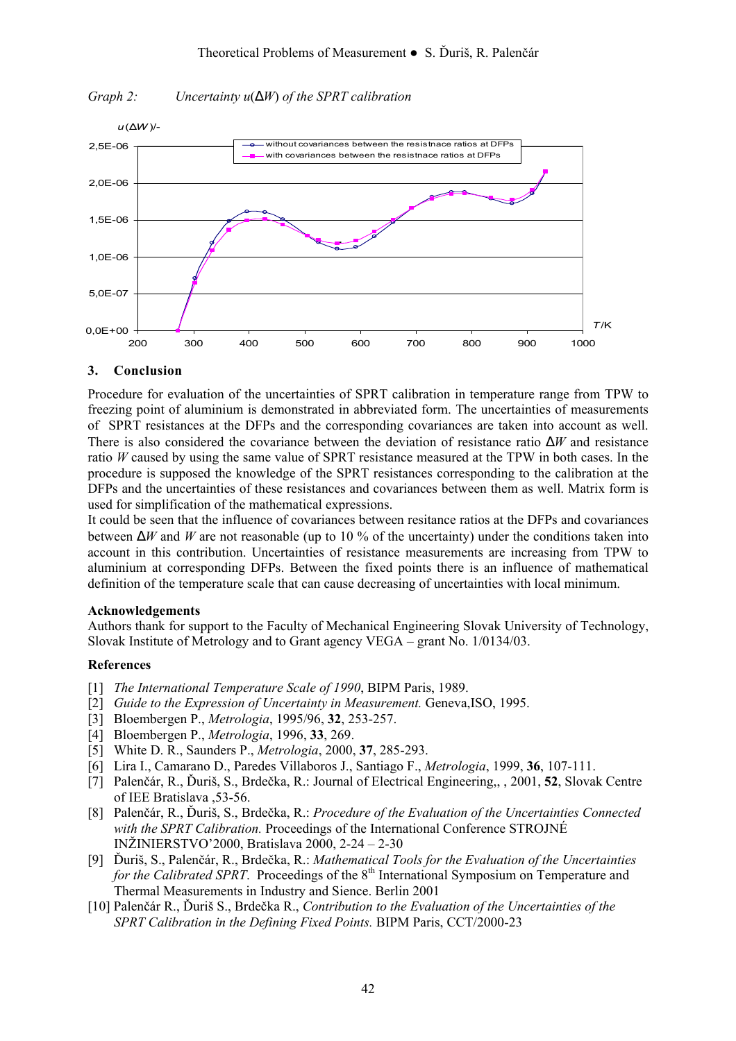*Graph 2: Uncertainty $u(\Delta W)$ of the SPRT calibration*

$u(\Delta W)$/-

2,5E-06
2,0E-06
1,5E-06
1,0E-06
5,0E-07
0,0E+00

200 300 400 500 600 700 800 900 1000

$T$/K

without covariances between the resistnace ratios at DFPs
with covariances between the resistnace ratios at DFPs

## 3. Conclusion

Procedure for evaluation of the uncertainties of SPRT calibration in temperature range from TPW to freezing point of aluminium is demonstrated in abbreviated form. The uncertainties of measurements of SPRT resistances at the DFPs and the corresponding covariances are taken into account as well. There is also considered the covariance between the deviation of resistance ratio $\Delta W$ and resistance ratio $W$ caused by using the same value of SPRT resistance measured at the TPW in both cases. In the procedure is supposed the knowledge of the SPRT resistances corresponding to the calibration at the DFPs and the uncertainties of these resistances and covariances between them as well. Matrix form is used for simplification of the mathematical expressions.

It could be seen that the influence of covariances between resitance ratios at the DFPs and covariances between $\Delta W$ and $W$ are not reasonable (up to 10 % of the uncertainty) under the conditions taken into account in this contribution. Uncertainties of resistance measurements are increasing from TPW to aluminium at corresponding DFPs. Between the fixed points there is an influence of mathematical definition of the temperature scale that can cause decreasing of uncertainties with local minimum.

### Acknowledgements

Authors thank for support to the Faculty of Mechanical Engineering Slovak University of Technology, Slovak Institute of Metrology and to Grant agency VEGA – grant No. 1/0134/03.

### References

[1] *The International Temperature Scale of 1990*, BIPM Paris, 1989.
[2] *Guide to the Expression of Uncertainty in Measurement.* Geneva,ISO, 1995.
[3] Bloembergen P., *Metrologia*, 1995/96, **32**, 253-257.
[4] Bloembergen P., *Metrologia*, 1996, **33**, 269.
[5] White D. R., Saunders P., *Metrologia*, 2000, **37**, 285-293.
[6] Lira I., Camarano D., Paredes Villaboros J., Santiago F., *Metrologia*, 1999, **36**, 107-111.
[7] Palenčár, R., Ďuriš, S., Brdečka, R.: Journal of Electrical Engineering,, , 2001, **52**, Slovak Centre of IEE Bratislava ,53-56.
[8] Palenčár, R., Ďuriš, S., Brdečka, R.: *Procedure of the Evaluation of the Uncertainties Connected with the SPRT Calibration.* Proceedings of the International Conference STROJNÉ INŽINIERSTVO'2000, Bratislava 2000, 2-24 – 2-30
[9] Ďuriš, S., Palenčár, R., Brdečka, R.: *Mathematical Tools for the Evaluation of the Uncertainties for the Calibrated SPRT.* Proceedings of the 8th International Symposium on Temperature and Thermal Measurements in Industry and Sience. Berlin 2001
[10] Palenčár R., Ďuriš S., Brdečka R., *Contribution to the Evaluation of the Uncertainties of the SPRT Calibration in the Defining Fixed Points.* BIPM Paris, CCT/2000-23